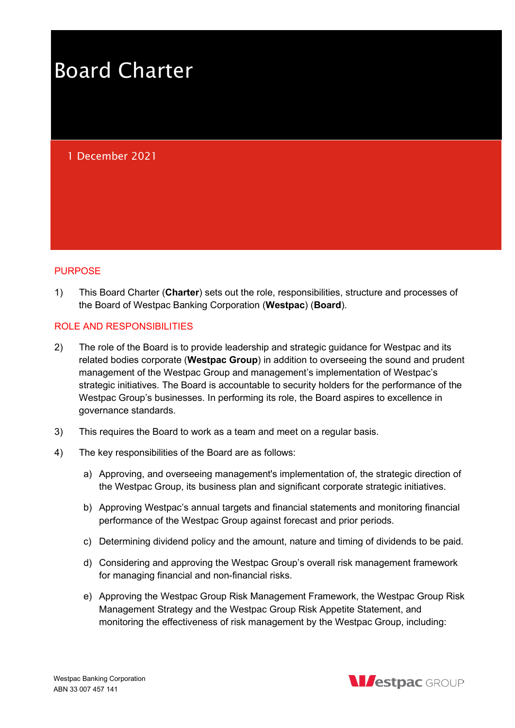# Board Charter

1 December 2021

## PURPOSE

1) This Board Charter (**Charter**) sets out the role, responsibilities, structure and processes of the Board of Westpac Banking Corporation (**Westpac**) (**Board**).

## ROLE AND RESPONSIBILITIES

2) The role of the Board is to provide leadership and strategic guidance for Westpac and its related bodies corporate (**Westpac Group**) in addition to overseeing the sound and prudent management of the Westpac Group and management's implementation of Westpac's strategic initiatives. The Board is accountable to security holders for the performance of the Westpac Group's businesses. In performing its role, the Board aspires to excellence in governance standards.

3) This requires the Board to work as a team and meet on a regular basis.

4) The key responsibilities of the Board are as follows:

   a) Approving, and overseeing management's implementation of, the strategic direction of the Westpac Group, its business plan and significant corporate strategic initiatives.

   b) Approving Westpac's annual targets and financial statements and monitoring financial performance of the Westpac Group against forecast and prior periods.

   c) Determining dividend policy and the amount, nature and timing of dividends to be paid.

   d) Considering and approving the Westpac Group's overall risk management framework for managing financial and non-financial risks.

   e) Approving the Westpac Group Risk Management Framework, the Westpac Group Risk Management Strategy and the Westpac Group Risk Appetite Statement, and monitoring the effectiveness of risk management by the Westpac Group, including:

Westpac Banking Corporation
ABN 33 007 457 141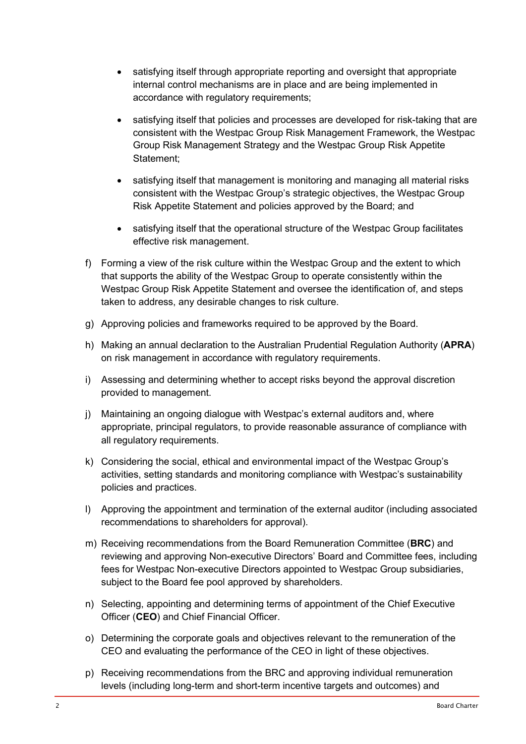- satisfying itself through appropriate reporting and oversight that appropriate internal control mechanisms are in place and are being implemented in accordance with regulatory requirements;
- satisfying itself that policies and processes are developed for risk-taking that are consistent with the Westpac Group Risk Management Framework, the Westpac Group Risk Management Strategy and the Westpac Group Risk Appetite Statement;
- satisfying itself that management is monitoring and managing all material risks consistent with the Westpac Group's strategic objectives, the Westpac Group Risk Appetite Statement and policies approved by the Board; and
- satisfying itself that the operational structure of the Westpac Group facilitates effective risk management.

f) Forming a view of the risk culture within the Westpac Group and the extent to which that supports the ability of the Westpac Group to operate consistently within the Westpac Group Risk Appetite Statement and oversee the identification of, and steps taken to address, any desirable changes to risk culture.

g) Approving policies and frameworks required to be approved by the Board.

h) Making an annual declaration to the Australian Prudential Regulation Authority (**APRA**) on risk management in accordance with regulatory requirements.

i) Assessing and determining whether to accept risks beyond the approval discretion provided to management.

j) Maintaining an ongoing dialogue with Westpac's external auditors and, where appropriate, principal regulators, to provide reasonable assurance of compliance with all regulatory requirements.

k) Considering the social, ethical and environmental impact of the Westpac Group's activities, setting standards and monitoring compliance with Westpac's sustainability policies and practices.

l) Approving the appointment and termination of the external auditor (including associated recommendations to shareholders for approval).

m) Receiving recommendations from the Board Remuneration Committee (**BRC**) and reviewing and approving Non-executive Directors' Board and Committee fees, including fees for Westpac Non-executive Directors appointed to Westpac Group subsidiaries, subject to the Board fee pool approved by shareholders.

n) Selecting, appointing and determining terms of appointment of the Chief Executive Officer (**CEO**) and Chief Financial Officer.

o) Determining the corporate goals and objectives relevant to the remuneration of the CEO and evaluating the performance of the CEO in light of these objectives.

p) Receiving recommendations from the BRC and approving individual remuneration levels (including long-term and short-term incentive targets and outcomes) and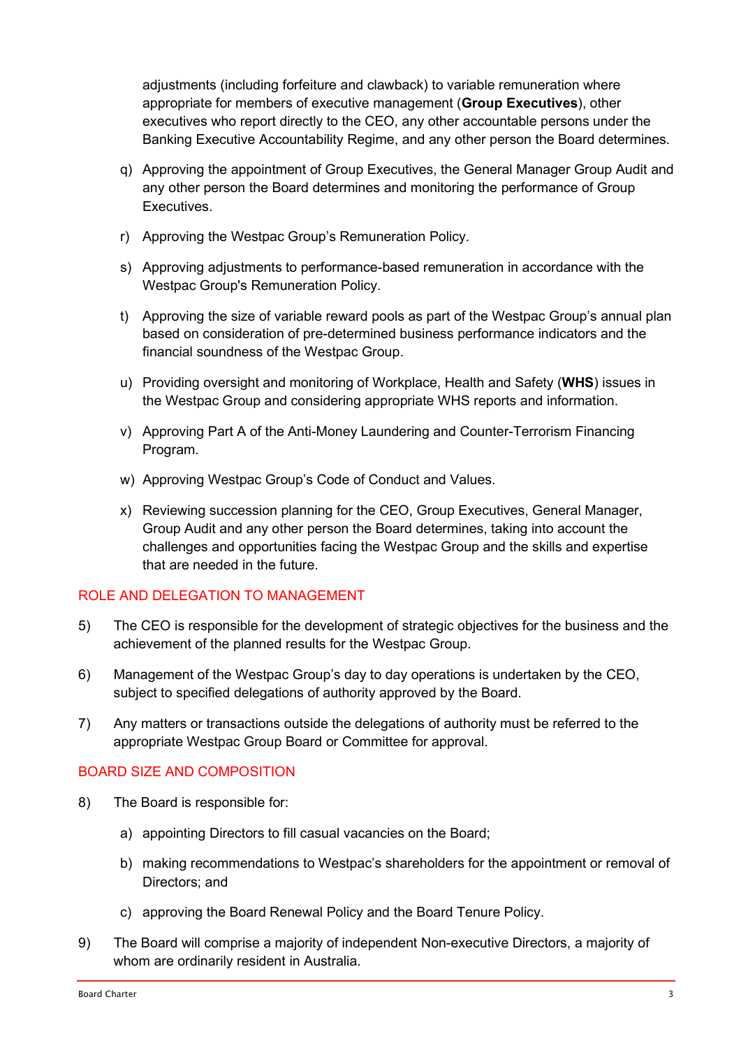adjustments (including forfeiture and clawback) to variable remuneration where appropriate for members of executive management (**Group Executives**), other executives who report directly to the CEO, any other accountable persons under the Banking Executive Accountability Regime, and any other person the Board determines.

q) Approving the appointment of Group Executives, the General Manager Group Audit and any other person the Board determines and monitoring the performance of Group Executives.

r) Approving the Westpac Group's Remuneration Policy.

s) Approving adjustments to performance-based remuneration in accordance with the Westpac Group's Remuneration Policy.

t) Approving the size of variable reward pools as part of the Westpac Group's annual plan based on consideration of pre-determined business performance indicators and the financial soundness of the Westpac Group.

u) Providing oversight and monitoring of Workplace, Health and Safety (**WHS**) issues in the Westpac Group and considering appropriate WHS reports and information.

v) Approving Part A of the Anti-Money Laundering and Counter-Terrorism Financing Program.

w) Approving Westpac Group's Code of Conduct and Values.

x) Reviewing succession planning for the CEO, Group Executives, General Manager, Group Audit and any other person the Board determines, taking into account the challenges and opportunities facing the Westpac Group and the skills and expertise that are needed in the future.

## ROLE AND DELEGATION TO MANAGEMENT

5) The CEO is responsible for the development of strategic objectives for the business and the achievement of the planned results for the Westpac Group.

6) Management of the Westpac Group's day to day operations is undertaken by the CEO, subject to specified delegations of authority approved by the Board.

7) Any matters or transactions outside the delegations of authority must be referred to the appropriate Westpac Group Board or Committee for approval.

## BOARD SIZE AND COMPOSITION

8) The Board is responsible for:

   a) appointing Directors to fill casual vacancies on the Board;

   b) making recommendations to Westpac's shareholders for the appointment or removal of Directors; and

   c) approving the Board Renewal Policy and the Board Tenure Policy.

9) The Board will comprise a majority of independent Non-executive Directors, a majority of whom are ordinarily resident in Australia.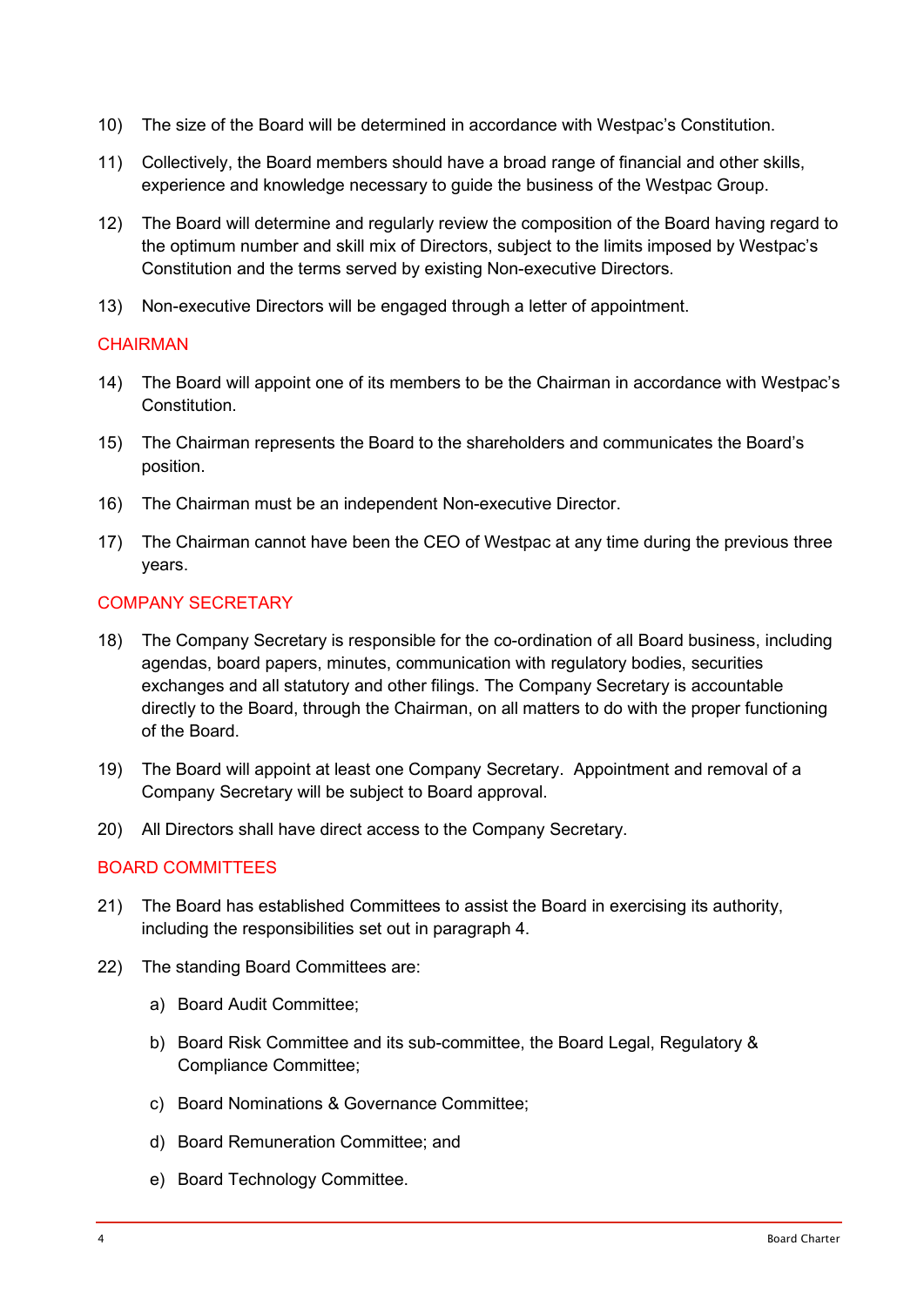10) The size of the Board will be determined in accordance with Westpac's Constitution.

11) Collectively, the Board members should have a broad range of financial and other skills, experience and knowledge necessary to guide the business of the Westpac Group.

12) The Board will determine and regularly review the composition of the Board having regard to the optimum number and skill mix of Directors, subject to the limits imposed by Westpac's Constitution and the terms served by existing Non-executive Directors.

13) Non-executive Directors will be engaged through a letter of appointment.

## CHAIRMAN

14) The Board will appoint one of its members to be the Chairman in accordance with Westpac's Constitution.

15) The Chairman represents the Board to the shareholders and communicates the Board's position.

16) The Chairman must be an independent Non-executive Director.

17) The Chairman cannot have been the CEO of Westpac at any time during the previous three years.

## COMPANY SECRETARY

18) The Company Secretary is responsible for the co-ordination of all Board business, including agendas, board papers, minutes, communication with regulatory bodies, securities exchanges and all statutory and other filings. The Company Secretary is accountable directly to the Board, through the Chairman, on all matters to do with the proper functioning of the Board.

19) The Board will appoint at least one Company Secretary. Appointment and removal of a Company Secretary will be subject to Board approval.

20) All Directors shall have direct access to the Company Secretary.

## BOARD COMMITTEES

21) The Board has established Committees to assist the Board in exercising its authority, including the responsibilities set out in paragraph 4.

22) The standing Board Committees are:

    a) Board Audit Committee;

    b) Board Risk Committee and its sub-committee, the Board Legal, Regulatory & Compliance Committee;

    c) Board Nominations & Governance Committee;

    d) Board Remuneration Committee; and

    e) Board Technology Committee.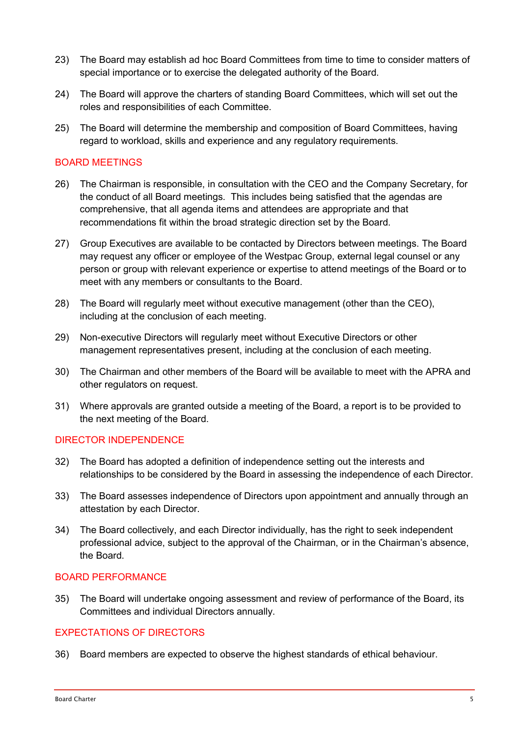23) The Board may establish ad hoc Board Committees from time to time to consider matters of special importance or to exercise the delegated authority of the Board.

24) The Board will approve the charters of standing Board Committees, which will set out the roles and responsibilities of each Committee.

25) The Board will determine the membership and composition of Board Committees, having regard to workload, skills and experience and any regulatory requirements.

## BOARD MEETINGS

26) The Chairman is responsible, in consultation with the CEO and the Company Secretary, for the conduct of all Board meetings. This includes being satisfied that the agendas are comprehensive, that all agenda items and attendees are appropriate and that recommendations fit within the broad strategic direction set by the Board.

27) Group Executives are available to be contacted by Directors between meetings. The Board may request any officer or employee of the Westpac Group, external legal counsel or any person or group with relevant experience or expertise to attend meetings of the Board or to meet with any members or consultants to the Board.

28) The Board will regularly meet without executive management (other than the CEO), including at the conclusion of each meeting.

29) Non-executive Directors will regularly meet without Executive Directors or other management representatives present, including at the conclusion of each meeting.

30) The Chairman and other members of the Board will be available to meet with the APRA and other regulators on request.

31) Where approvals are granted outside a meeting of the Board, a report is to be provided to the next meeting of the Board.

## DIRECTOR INDEPENDENCE

32) The Board has adopted a definition of independence setting out the interests and relationships to be considered by the Board in assessing the independence of each Director.

33) The Board assesses independence of Directors upon appointment and annually through an attestation by each Director.

34) The Board collectively, and each Director individually, has the right to seek independent professional advice, subject to the approval of the Chairman, or in the Chairman's absence, the Board.

## BOARD PERFORMANCE

35) The Board will undertake ongoing assessment and review of performance of the Board, its Committees and individual Directors annually.

## EXPECTATIONS OF DIRECTORS

36) Board members are expected to observe the highest standards of ethical behaviour.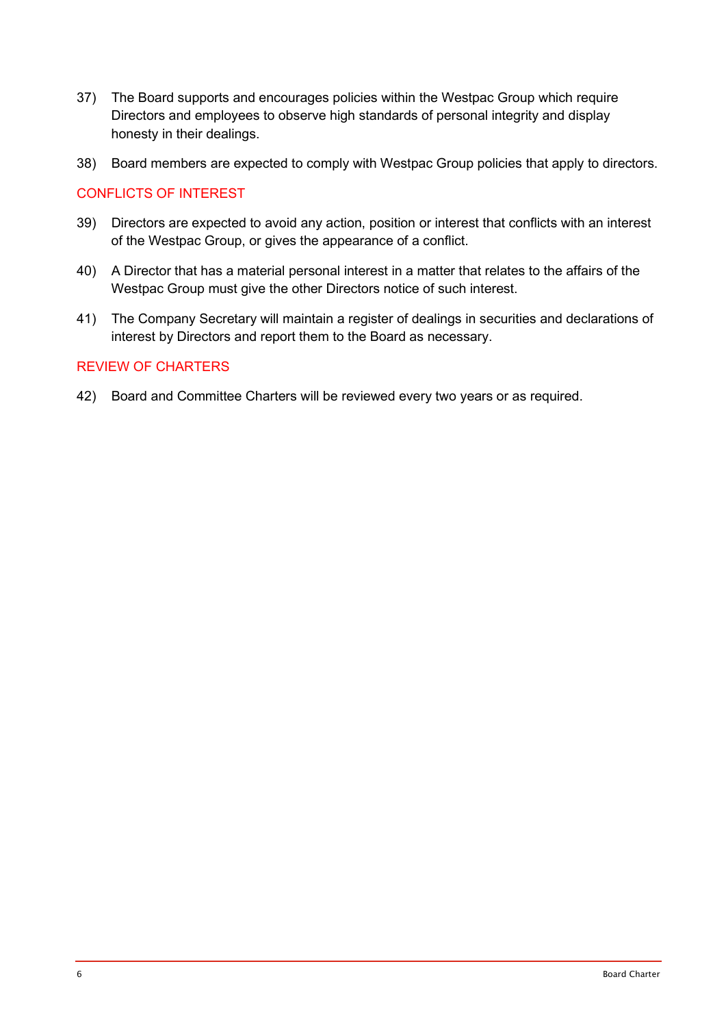37) The Board supports and encourages policies within the Westpac Group which require Directors and employees to observe high standards of personal integrity and display honesty in their dealings.

38) Board members are expected to comply with Westpac Group policies that apply to directors.

## CONFLICTS OF INTEREST

39) Directors are expected to avoid any action, position or interest that conflicts with an interest of the Westpac Group, or gives the appearance of a conflict.

40) A Director that has a material personal interest in a matter that relates to the affairs of the Westpac Group must give the other Directors notice of such interest.

41) The Company Secretary will maintain a register of dealings in securities and declarations of interest by Directors and report them to the Board as necessary.

## REVIEW OF CHARTERS

42) Board and Committee Charters will be reviewed every two years or as required.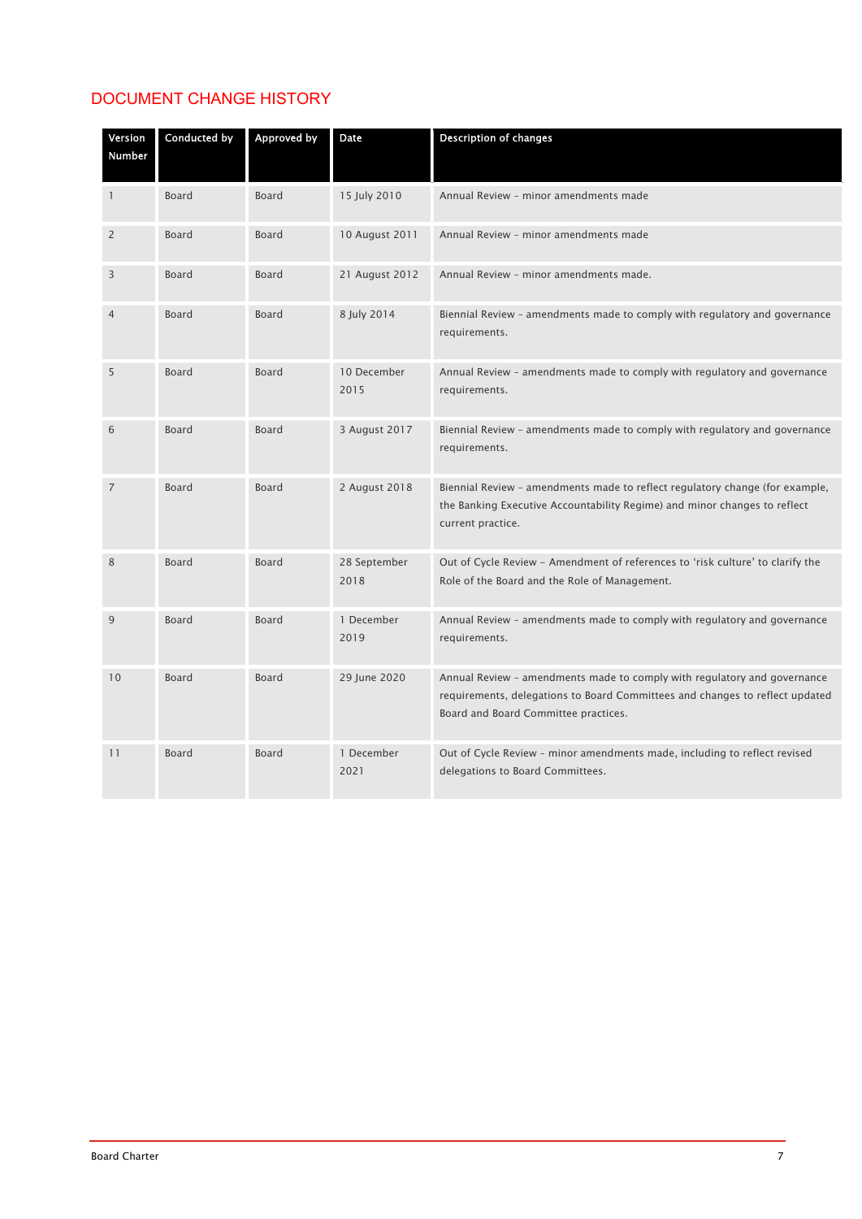## DOCUMENT CHANGE HISTORY

| Version Number | Conducted by | Approved by | Date | Description of changes |
|---|---|---|---|---|
| 1 | Board | Board | 15 July 2010 | Annual Review – minor amendments made |
| 2 | Board | Board | 10 August 2011 | Annual Review – minor amendments made |
| 3 | Board | Board | 21 August 2012 | Annual Review – minor amendments made. |
| 4 | Board | Board | 8 July 2014 | Biennial Review – amendments made to comply with regulatory and governance requirements. |
| 5 | Board | Board | 10 December 2015 | Annual Review – amendments made to comply with regulatory and governance requirements. |
| 6 | Board | Board | 3 August 2017 | Biennial Review – amendments made to comply with regulatory and governance requirements. |
| 7 | Board | Board | 2 August 2018 | Biennial Review – amendments made to reflect regulatory change (for example, the Banking Executive Accountability Regime) and minor changes to reflect current practice. |
| 8 | Board | Board | 28 September 2018 | Out of Cycle Review – Amendment of references to 'risk culture' to clarify the Role of the Board and the Role of Management. |
| 9 | Board | Board | 1 December 2019 | Annual Review – amendments made to comply with regulatory and governance requirements. |
| 10 | Board | Board | 29 June 2020 | Annual Review – amendments made to comply with regulatory and governance requirements, delegations to Board Committees and changes to reflect updated Board and Board Committee practices. |
| 11 | Board | Board | 1 December 2021 | Out of Cycle Review – minor amendments made, including to reflect revised delegations to Board Committees. |